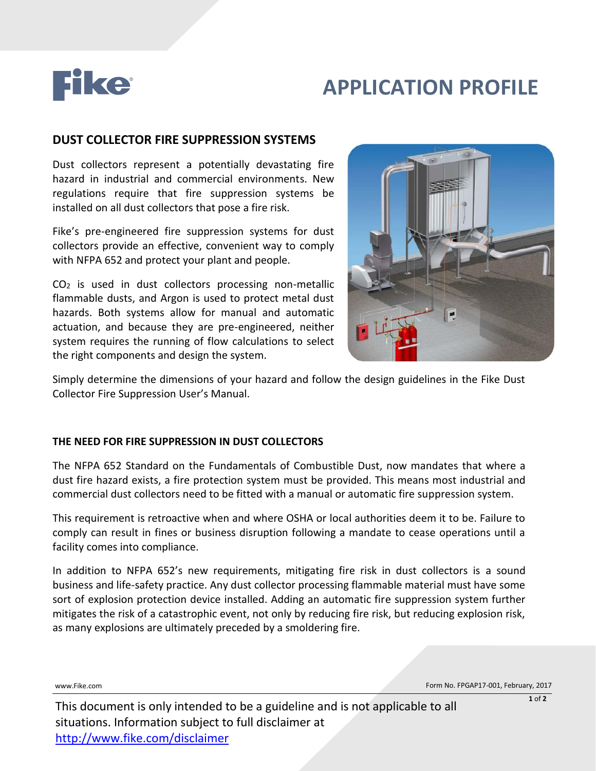# APPLICATION PROFILE

## DUST COLLECTOR FIRE SUPPRESSION SYSTEMS

Dust collectors represent a potentially devastating fire hazard in industrial and commercial environments. New regulations require that fire suppression systems be installed on all dust collectors that pose a fire risk.

Fike's pre-engineered fire suppression systems for dust collectors provide an effective, convenient way to comply with NFPA 652 and protect your plant and people.

$CO_2$ is used in dust collectors processing non-metallic flammable dusts, and Argon is used to protect metal dust hazards. Both systems allow for manual and automatic actuation, and because they are pre-engineered, neither system requires the running of flow calculations to select the right components and design the system.

Simply determine the dimensions of your hazard and follow the design guidelines in the Fike Dust Collector Fire Suppression User's Manual.

### THE NEED FOR FIRE SUPPRESSION IN DUST COLLECTORS

The NFPA 652 Standard on the Fundamentals of Combustible Dust, now mandates that where a dust fire hazard exists, a fire protection system must be provided. This means most industrial and commercial dust collectors need to be fitted with a manual or automatic fire suppression system.

This requirement is retroactive when and where OSHA or local authorities deem it to be. Failure to comply can result in fines or business disruption following a mandate to cease operations until a facility comes into compliance.

In addition to NFPA 652's new requirements, mitigating fire risk in dust collectors is a sound business and life-safety practice. Any dust collector processing flammable material must have some sort of explosion protection device installed. Adding an automatic fire suppression system further mitigates the risk of a catastrophic event, not only by reducing fire risk, but reducing explosion risk, as many explosions are ultimately preceded by a smoldering fire.

www.Fike.com

Form No. FPGAP17-001, February, 2017

This document is only intended to be a guideline and is not applicable to all situations. Information subject to full disclaimer at http://www.fike.com/disclaimer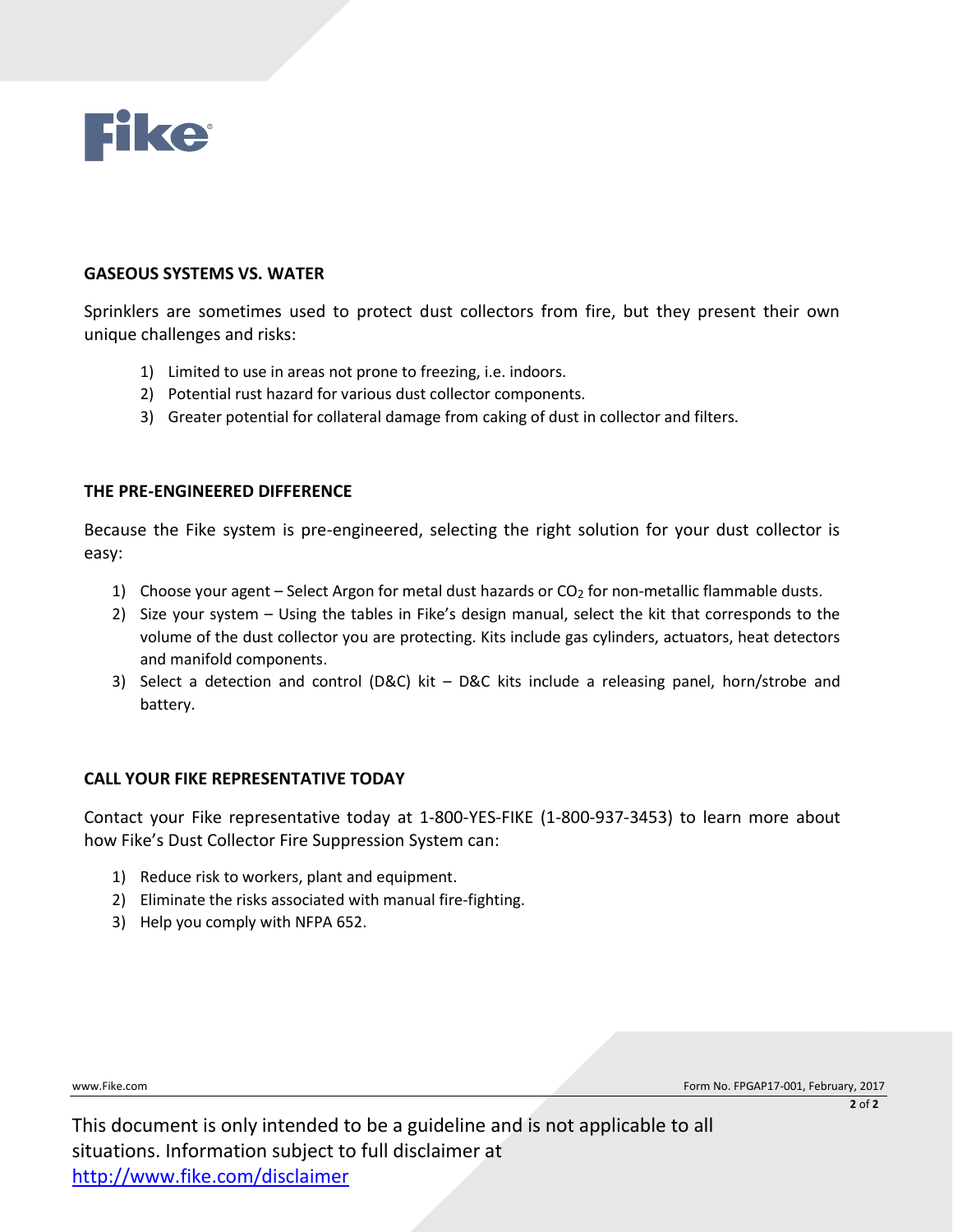Fike

## GASEOUS SYSTEMS VS. WATER

Sprinklers are sometimes used to protect dust collectors from fire, but they present their own unique challenges and risks:

1) Limited to use in areas not prone to freezing, i.e. indoors.
2) Potential rust hazard for various dust collector components.
3) Greater potential for collateral damage from caking of dust in collector and filters.

## THE PRE-ENGINEERED DIFFERENCE

Because the Fike system is pre-engineered, selecting the right solution for your dust collector is easy:

1) Choose your agent – Select Argon for metal dust hazards or $CO_2$ for non-metallic flammable dusts.
2) Size your system – Using the tables in Fike's design manual, select the kit that corresponds to the volume of the dust collector you are protecting. Kits include gas cylinders, actuators, heat detectors and manifold components.
3) Select a detection and control (D&C) kit – D&C kits include a releasing panel, horn/strobe and battery.

## CALL YOUR FIKE REPRESENTATIVE TODAY

Contact your Fike representative today at 1-800-YES-FIKE (1-800-937-3453) to learn more about how Fike's Dust Collector Fire Suppression System can:

1) Reduce risk to workers, plant and equipment.
2) Eliminate the risks associated with manual fire-fighting.
3) Help you comply with NFPA 652.

www.Fike.com

Form No. FPGAP17-001, February, 2017

This document is only intended to be a guideline and is not applicable to all situations. Information subject to full disclaimer at [http://www.fike.com/disclaimer](http://www.fike.com/disclaimer)